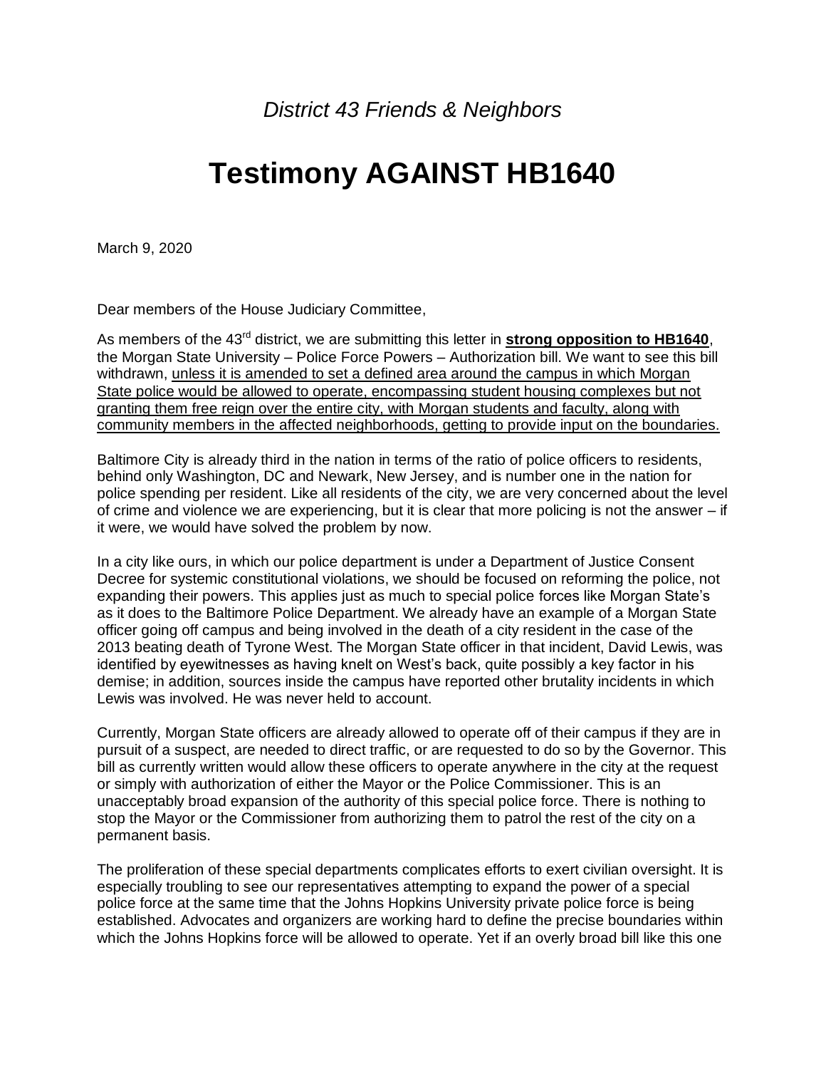*District 43 Friends & Neighbors*

# Testimony AGAINST HB1640

March 9, 2020

Dear members of the House Judiciary Committee,

As members of the 43rd district, we are submitting this letter in **strong opposition to HB1640**, the Morgan State University – Police Force Powers – Authorization bill. We want to see this bill withdrawn, <u>unless it is amended to set a defined area around the campus in which Morgan State police would be allowed to operate, encompassing student housing complexes but not granting them free reign over the entire city, with Morgan students and faculty, along with community members in the affected neighborhoods, getting to provide input on the boundaries.</u>

Baltimore City is already third in the nation in terms of the ratio of police officers to residents, behind only Washington, DC and Newark, New Jersey, and is number one in the nation for police spending per resident. Like all residents of the city, we are very concerned about the level of crime and violence we are experiencing, but it is clear that more policing is not the answer – if it were, we would have solved the problem by now.

In a city like ours, in which our police department is under a Department of Justice Consent Decree for systemic constitutional violations, we should be focused on reforming the police, not expanding their powers. This applies just as much to special police forces like Morgan State's as it does to the Baltimore Police Department. We already have an example of a Morgan State officer going off campus and being involved in the death of a city resident in the case of the 2013 beating death of Tyrone West. The Morgan State officer in that incident, David Lewis, was identified by eyewitnesses as having knelt on West's back, quite possibly a key factor in his demise; in addition, sources inside the campus have reported other brutality incidents in which Lewis was involved. He was never held to account.

Currently, Morgan State officers are already allowed to operate off of their campus if they are in pursuit of a suspect, are needed to direct traffic, or are requested to do so by the Governor. This bill as currently written would allow these officers to operate anywhere in the city at the request or simply with authorization of either the Mayor or the Police Commissioner. This is an unacceptably broad expansion of the authority of this special police force. There is nothing to stop the Mayor or the Commissioner from authorizing them to patrol the rest of the city on a permanent basis.

The proliferation of these special departments complicates efforts to exert civilian oversight. It is especially troubling to see our representatives attempting to expand the power of a special police force at the same time that the Johns Hopkins University private police force is being established. Advocates and organizers are working hard to define the precise boundaries within which the Johns Hopkins force will be allowed to operate. Yet if an overly broad bill like this one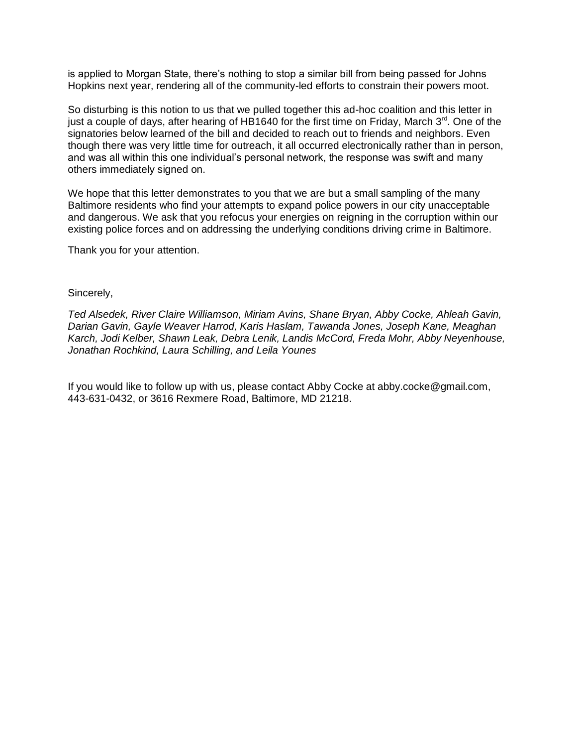is applied to Morgan State, there's nothing to stop a similar bill from being passed for Johns Hopkins next year, rendering all of the community-led efforts to constrain their powers moot.

So disturbing is this notion to us that we pulled together this ad-hoc coalition and this letter in just a couple of days, after hearing of HB1640 for the first time on Friday, March 3rd. One of the signatories below learned of the bill and decided to reach out to friends and neighbors. Even though there was very little time for outreach, it all occurred electronically rather than in person, and was all within this one individual's personal network, the response was swift and many others immediately signed on.

We hope that this letter demonstrates to you that we are but a small sampling of the many Baltimore residents who find your attempts to expand police powers in our city unacceptable and dangerous. We ask that you refocus your energies on reigning in the corruption within our existing police forces and on addressing the underlying conditions driving crime in Baltimore.

Thank you for your attention.

Sincerely,

*Ted Alsedek, River Claire Williamson, Miriam Avins, Shane Bryan, Abby Cocke, Ahleah Gavin, Darian Gavin, Gayle Weaver Harrod, Karis Haslam, Tawanda Jones, Joseph Kane, Meaghan Karch, Jodi Kelber, Shawn Leak, Debra Lenik, Landis McCord, Freda Mohr, Abby Neyenhouse, Jonathan Rochkind, Laura Schilling, and Leila Younes*

If you would like to follow up with us, please contact Abby Cocke at abby.cocke@gmail.com, 443-631-0432, or 3616 Rexmere Road, Baltimore, MD 21218.